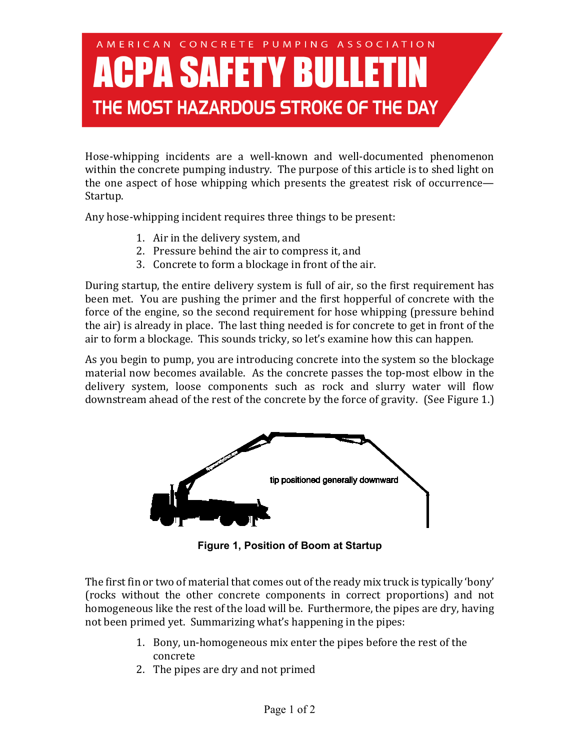AMERICAN CONCRETE PUMPING ASSOCIATION

# ACPA SAFETY BULLETIN

## THE MOST HAZARDOUS STROKE OF THE DAY

Hose-whipping incidents are a well-known and well-documented phenomenon within the concrete pumping industry. The purpose of this article is to shed light on the one aspect of hose whipping which presents the greatest risk of occurrence—Startup.

Any hose-whipping incident requires three things to be present:

1. Air in the delivery system, and
2. Pressure behind the air to compress it, and
3. Concrete to form a blockage in front of the air.

During startup, the entire delivery system is full of air, so the first requirement has been met. You are pushing the primer and the first hopperful of concrete with the force of the engine, so the second requirement for hose whipping (pressure behind the air) is already in place. The last thing needed is for concrete to get in front of the air to form a blockage. This sounds tricky, so let's examine how this can happen.

As you begin to pump, you are introducing concrete into the system so the blockage material now becomes available. As the concrete passes the top-most elbow in the delivery system, loose components such as rock and slurry water will flow downstream ahead of the rest of the concrete by the force of gravity. (See Figure 1.)

tip positioned generally downward

**Figure 1, Position of Boom at Startup**

The first fin or two of material that comes out of the ready mix truck is typically 'bony' (rocks without the other concrete components in correct proportions) and not homogeneous like the rest of the load will be. Furthermore, the pipes are dry, having not been primed yet. Summarizing what's happening in the pipes:

1. Bony, un-homogeneous mix enter the pipes before the rest of the concrete
2. The pipes are dry and not primed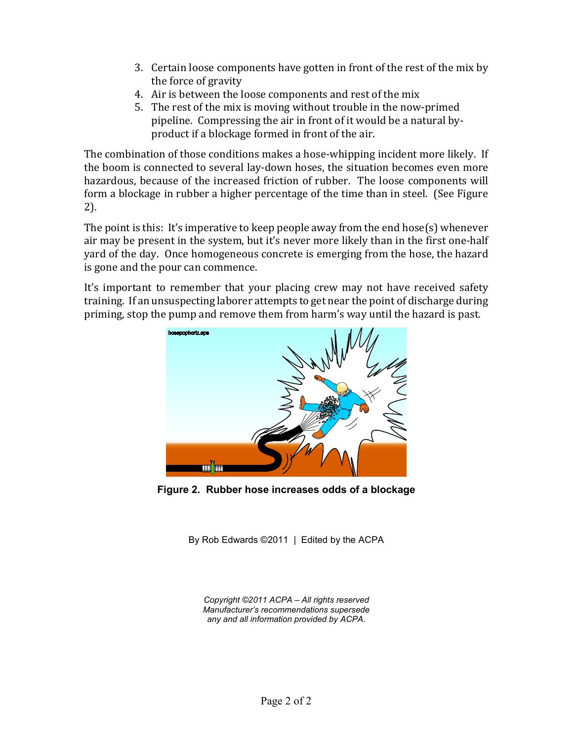3. Certain loose components have gotten in front of the rest of the mix by the force of gravity
4. Air is between the loose components and rest of the mix
5. The rest of the mix is moving without trouble in the now-primed pipeline. Compressing the air in front of it would be a natural by-product if a blockage formed in front of the air.

The combination of those conditions makes a hose-whipping incident more likely. If the boom is connected to several lay-down hoses, the situation becomes even more hazardous, because of the increased friction of rubber. The loose components will form a blockage in rubber a higher percentage of the time than in steel. (See Figure 2).

The point is this: It's imperative to keep people away from the end hose(s) whenever air may be present in the system, but it's never more likely than in the first one-half yard of the day. Once homogeneous concrete is emerging from the hose, the hazard is gone and the pour can commence.

It's important to remember that your placing crew may not have received safety training. If an unsuspecting laborer attempts to get near the point of discharge during priming, stop the pump and remove them from harm's way until the hazard is past.

**Figure 2. Rubber hose increases odds of a blockage**

By Rob Edwards ©2011 | Edited by the ACPA

*Copyright ©2011 ACPA – All rights reserved*
*Manufacturer's recommendations supersede any and all information provided by ACPA.*